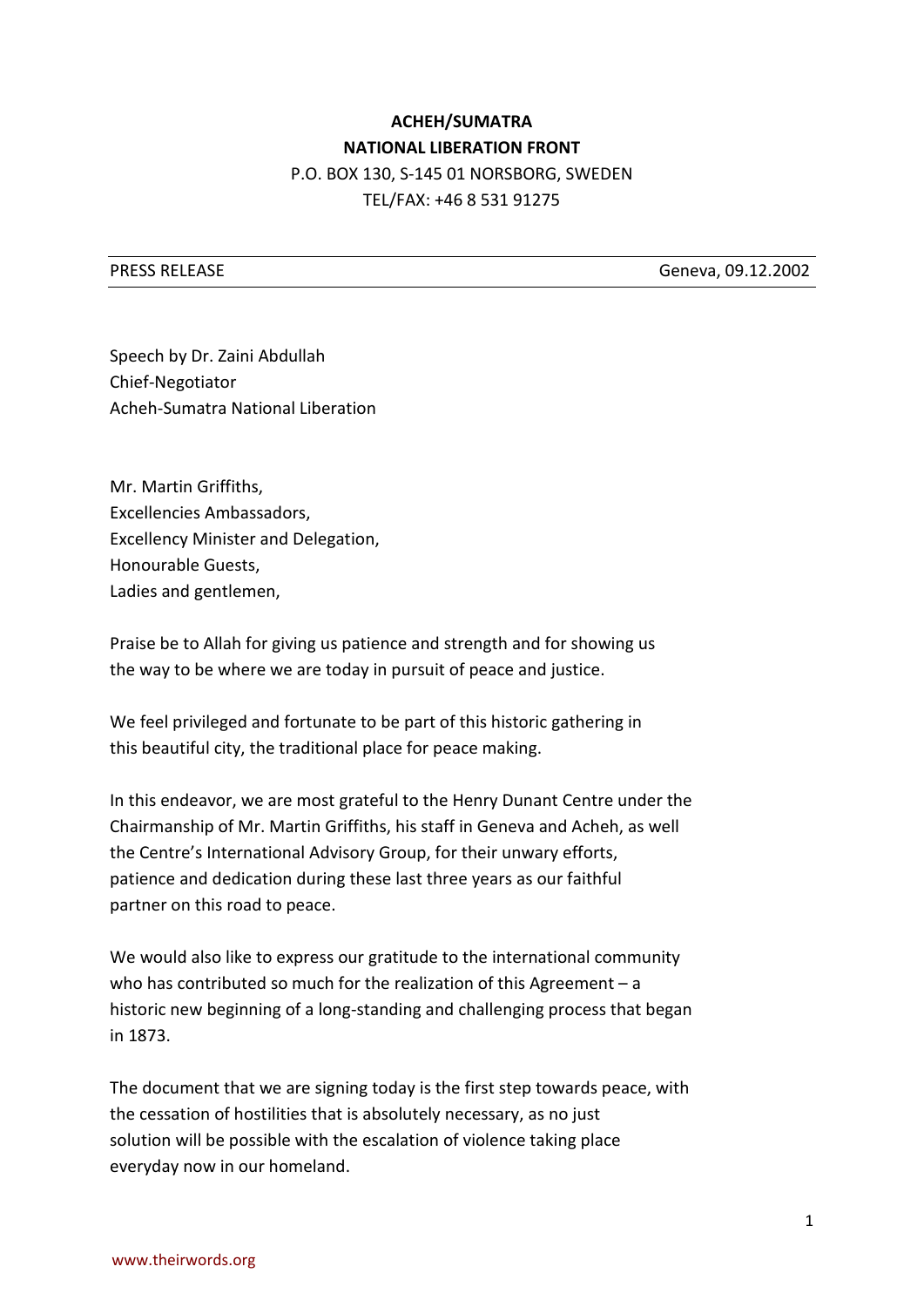**ACHEH/SUMATRA**
**NATIONAL LIBERATION FRONT**
P.O. BOX 130, S-145 01 NORSBORG, SWEDEN
TEL/FAX: +46 8 531 91275

PRESS RELEASE Geneva, 09.12.2002

Speech by Dr. Zaini Abdullah
Chief-Negotiator
Acheh-Sumatra National Liberation

Mr. Martin Griffiths,
Excellencies Ambassadors,
Excellency Minister and Delegation,
Honourable Guests,
Ladies and gentlemen,

Praise be to Allah for giving us patience and strength and for showing us the way to be where we are today in pursuit of peace and justice.

We feel privileged and fortunate to be part of this historic gathering in this beautiful city, the traditional place for peace making.

In this endeavor, we are most grateful to the Henry Dunant Centre under the Chairmanship of Mr. Martin Griffiths, his staff in Geneva and Acheh, as well the Centre's International Advisory Group, for their unwary efforts, patience and dedication during these last three years as our faithful partner on this road to peace.

We would also like to express our gratitude to the international community who has contributed so much for the realization of this Agreement – a historic new beginning of a long-standing and challenging process that began in 1873.

The document that we are signing today is the first step towards peace, with the cessation of hostilities that is absolutely necessary, as no just solution will be possible with the escalation of violence taking place everyday now in our homeland.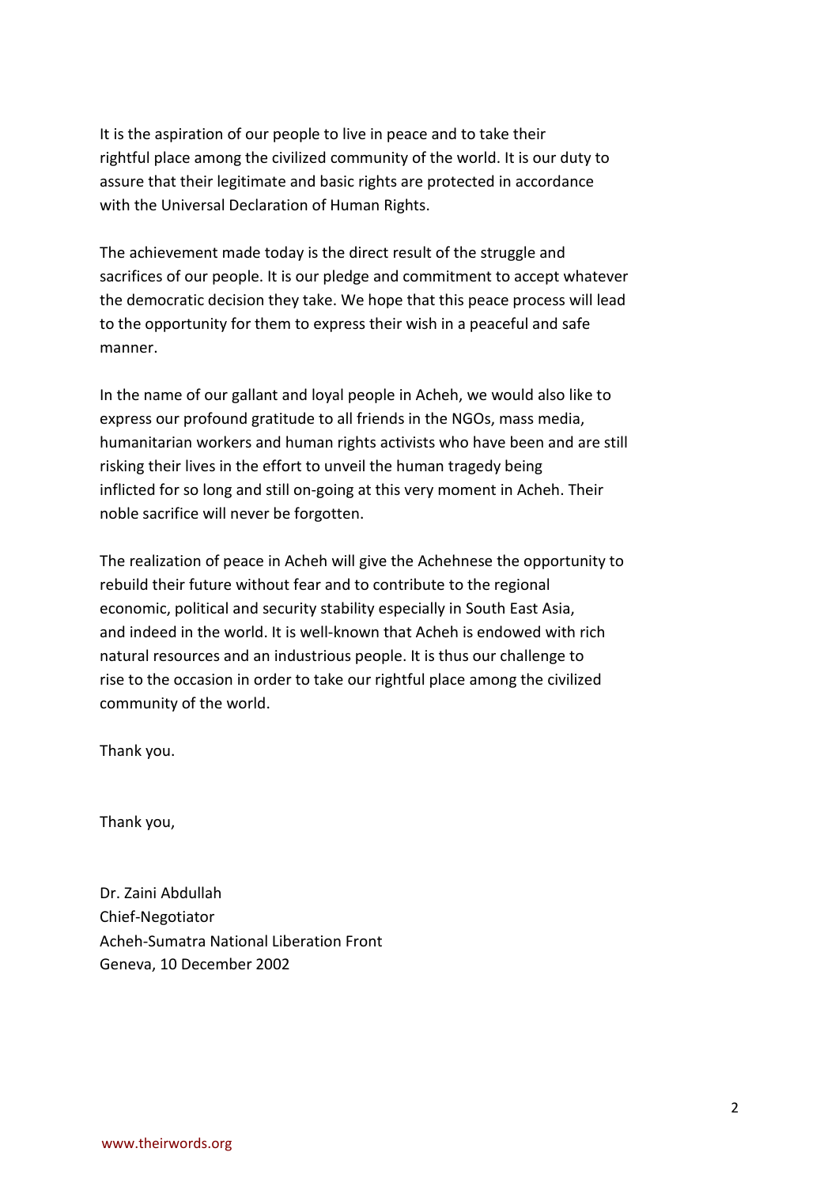It is the aspiration of our people to live in peace and to take their rightful place among the civilized community of the world. It is our duty to assure that their legitimate and basic rights are protected in accordance with the Universal Declaration of Human Rights.

The achievement made today is the direct result of the struggle and sacrifices of our people. It is our pledge and commitment to accept whatever the democratic decision they take. We hope that this peace process will lead to the opportunity for them to express their wish in a peaceful and safe manner.

In the name of our gallant and loyal people in Acheh, we would also like to express our profound gratitude to all friends in the NGOs, mass media, humanitarian workers and human rights activists who have been and are still risking their lives in the effort to unveil the human tragedy being inflicted for so long and still on-going at this very moment in Acheh. Their noble sacrifice will never be forgotten.

The realization of peace in Acheh will give the Achehnese the opportunity to rebuild their future without fear and to contribute to the regional economic, political and security stability especially in South East Asia, and indeed in the world. It is well-known that Acheh is endowed with rich natural resources and an industrious people. It is thus our challenge to rise to the occasion in order to take our rightful place among the civilized community of the world.

Thank you.

Thank you,

Dr. Zaini Abdullah
Chief-Negotiator
Acheh-Sumatra National Liberation Front
Geneva, 10 December 2002